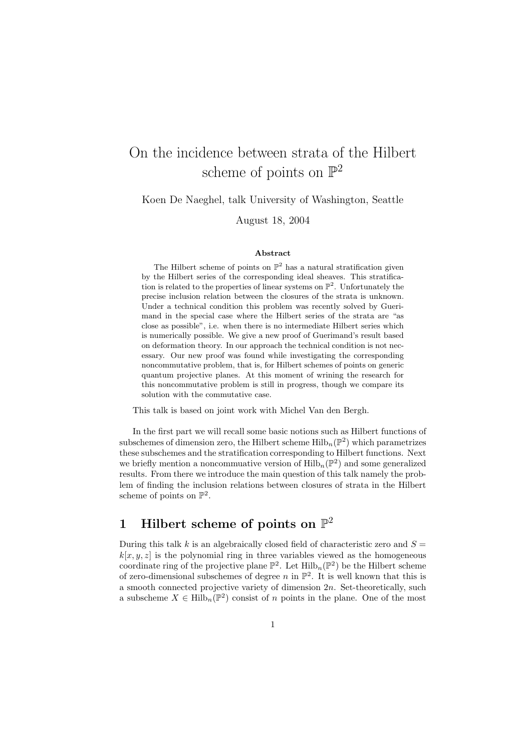# On the incidence between strata of the Hilbert scheme of points on $\mathbb{P}^2$

Koen De Naeghel, talk University of Washington, Seattle

August 18, 2004

**Abstract**

The Hilbert scheme of points on $\mathbb{P}^2$ has a natural stratification given by the Hilbert series of the corresponding ideal sheaves. This stratification is related to the properties of linear systems on $\mathbb{P}^2$. Unfortunately the precise inclusion relation between the closures of the strata is unknown. Under a technical condition this problem was recently solved by Guerimand in the special case where the Hilbert series of the strata are "as close as possible", i.e. when there is no intermediate Hilbert series which is numerically possible. We give a new proof of Guerimand's result based on deformation theory. In our approach the technical condition is not necessary. Our new proof was found while investigating the corresponding noncommutative problem, that is, for Hilbert schemes of points on generic quantum projective planes. At this moment of wrining the research for this noncommutative problem is still in progress, though we compare its solution with the commutative case.

This talk is based on joint work with Michel Van den Bergh.

In the first part we will recall some basic notions such as Hilbert functions of subschemes of dimension zero, the Hilbert scheme $\mathrm{Hilb}_n(\mathbb{P}^2)$ which parametrizes these subschemes and the stratification corresponding to Hilbert functions. Next we briefly mention a noncommuative version of $\mathrm{Hilb}_n(\mathbb{P}^2)$ and some generalized results. From there we introduce the main question of this talk namely the problem of finding the inclusion relations between closures of strata in the Hilbert scheme of points on $\mathbb{P}^2$.

## 1 Hilbert scheme of points on $\mathbb{P}^2$

During this talk $k$ is an algebraically closed field of characteristic zero and $S = k[x, y, z]$ is the polynomial ring in three variables viewed as the homogeneous coordinate ring of the projective plane $\mathbb{P}^2$. Let $\mathrm{Hilb}_n(\mathbb{P}^2)$ be the Hilbert scheme of zero-dimensional subschemes of degree $n$ in $\mathbb{P}^2$. It is well known that this is a smooth connected projective variety of dimension $2n$. Set-theoretically, such a subscheme $X \in \mathrm{Hilb}_n(\mathbb{P}^2)$ consist of $n$ points in the plane. One of the most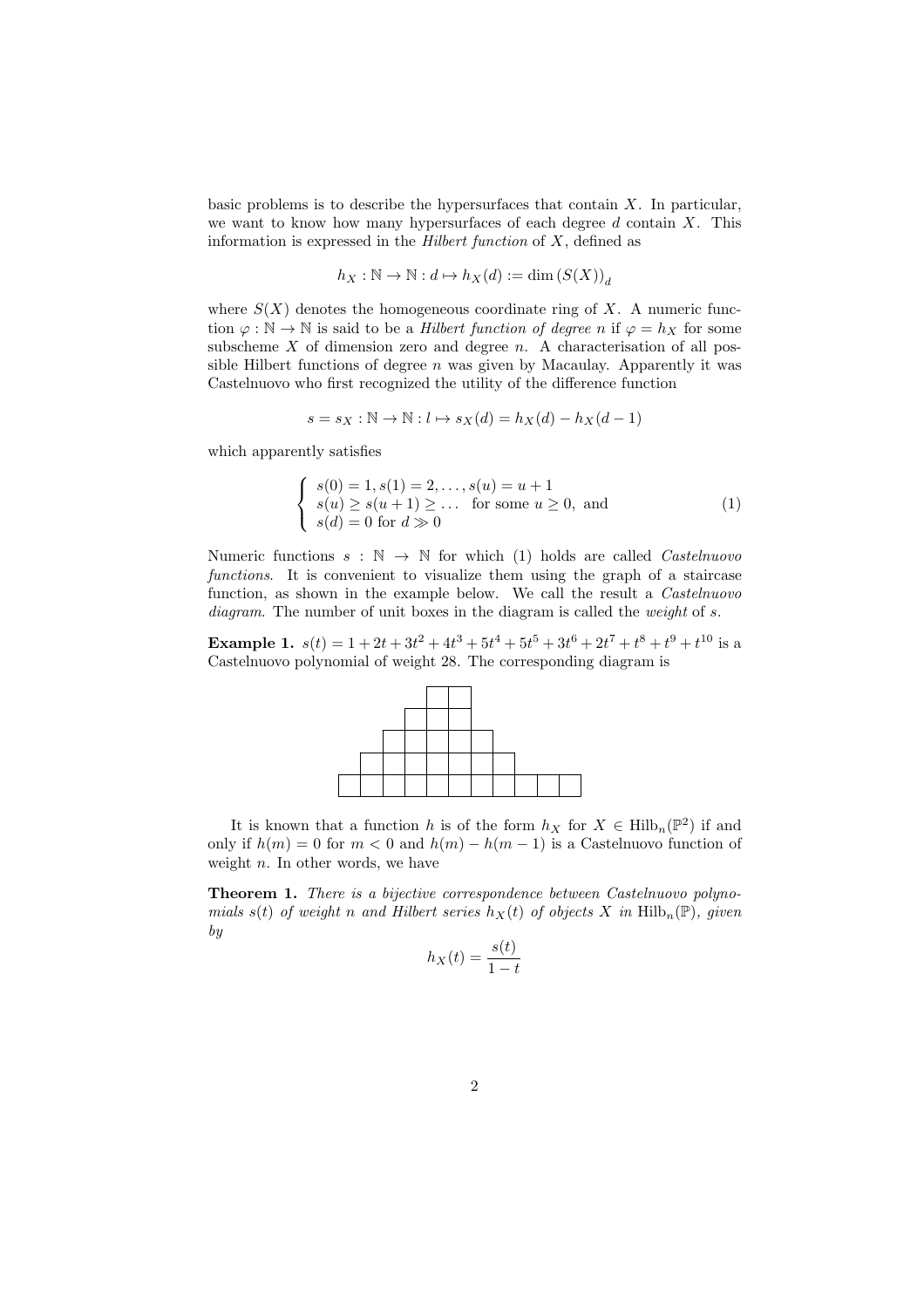basic problems is to describe the hypersurfaces that contain $X$. In particular, we want to know how many hypersurfaces of each degree $d$ contain $X$. This information is expressed in the *Hilbert function* of $X$, defined as

$$h_X : \mathbb{N} \to \mathbb{N} : d \mapsto h_X(d) := \dim\left(S(X)\right)_d$$

where $S(X)$ denotes the homogeneous coordinate ring of $X$. A numeric function $\varphi : \mathbb{N} \to \mathbb{N}$ is said to be a *Hilbert function of degree $n$* if $\varphi = h_X$ for some subscheme $X$ of dimension zero and degree $n$. A characterisation of all possible Hilbert functions of degree $n$ was given by Macaulay. Apparently it was Castelnuovo who first recognized the utility of the difference function

$$s = s_X : \mathbb{N} \to \mathbb{N} : l \mapsto s_X(d) = h_X(d) - h_X(d-1)$$

which apparently satisfies

$$\begin{cases} s(0) = 1, s(1) = 2, \ldots, s(u) = u + 1 \\ s(u) \geq s(u+1) \geq \ldots \quad \text{for some } u \geq 0, \text{ and} \\ s(d) = 0 \text{ for } d \gg 0 \end{cases} \tag{1}$$

Numeric functions $s : \mathbb{N} \to \mathbb{N}$ for which (1) holds are called *Castelnuovo functions*. It is convenient to visualize them using the graph of a staircase function, as shown in the example below. We call the result a *Castelnuovo diagram*. The number of unit boxes in the diagram is called the *weight* of $s$.

**Example 1.** $s(t) = 1 + 2t + 3t^2 + 4t^3 + 5t^4 + 5t^5 + 3t^6 + 2t^7 + t^8 + t^9 + t^{10}$ is a Castelnuovo polynomial of weight 28. The corresponding diagram is

It is known that a function $h$ is of the form $h_X$ for $X \in \mathrm{Hilb}_n(\mathbb{P}^2)$ if and only if $h(m) = 0$ for $m < 0$ and $h(m) - h(m-1)$ is a Castelnuovo function of weight $n$. In other words, we have

**Theorem 1.** *There is a bijective correspondence between Castelnuovo polynomials $s(t)$ of weight $n$ and Hilbert series $h_X(t)$ of objects $X$ in $\mathrm{Hilb}_n(\mathbb{P})$, given by*

$$h_X(t) = \frac{s(t)}{1-t}$$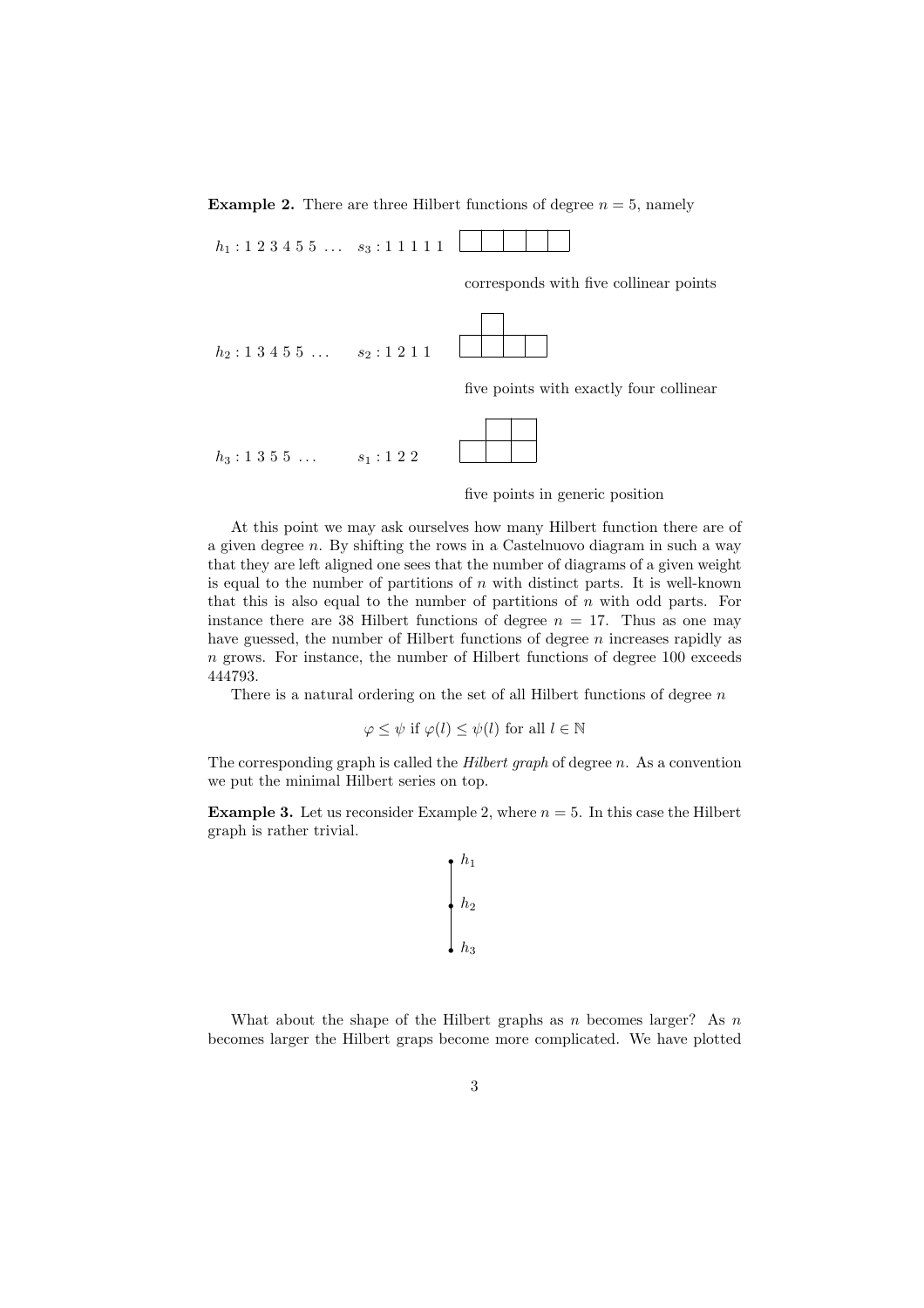**Example 2.** There are three Hilbert functions of degree $n = 5$, namely

$h_1 : 1\ 2\ 3\ 4\ 5\ 5\ \ldots$ $s_3 : 1\ 1\ 1\ 1\ 1$

corresponds with five collinear points

$h_2 : 1\ 3\ 4\ 5\ 5\ \ldots$ $s_2 : 1\ 2\ 1\ 1$

five points with exactly four collinear

$h_3 : 1\ 3\ 5\ 5\ \ldots$ $s_1 : 1\ 2\ 2$

five points in generic position

At this point we may ask ourselves how many Hilbert function there are of a given degree $n$. By shifting the rows in a Castelnuovo diagram in such a way that they are left aligned one sees that the number of diagrams of a given weight is equal to the number of partitions of $n$ with distinct parts. It is well-known that this is also equal to the number of partitions of $n$ with odd parts. For instance there are 38 Hilbert functions of degree $n = 17$. Thus as one may have guessed, the number of Hilbert functions of degree $n$ increases rapidly as $n$ grows. For instance, the number of Hilbert functions of degree 100 exceeds 444793.

There is a natural ordering on the set of all Hilbert functions of degree $n$

$$\varphi \leq \psi \text{ if } \varphi(l) \leq \psi(l) \text{ for all } l \in \mathbb{N}$$

The corresponding graph is called the *Hilbert graph* of degree $n$. As a convention we put the minimal Hilbert series on top.

**Example 3.** Let us reconsider Example 2, where $n = 5$. In this case the Hilbert graph is rather trivial.

$h_1$

$h_2$

$h_3$

What about the shape of the Hilbert graphs as $n$ becomes larger? As $n$ becomes larger the Hilbert graps become more complicated. We have plotted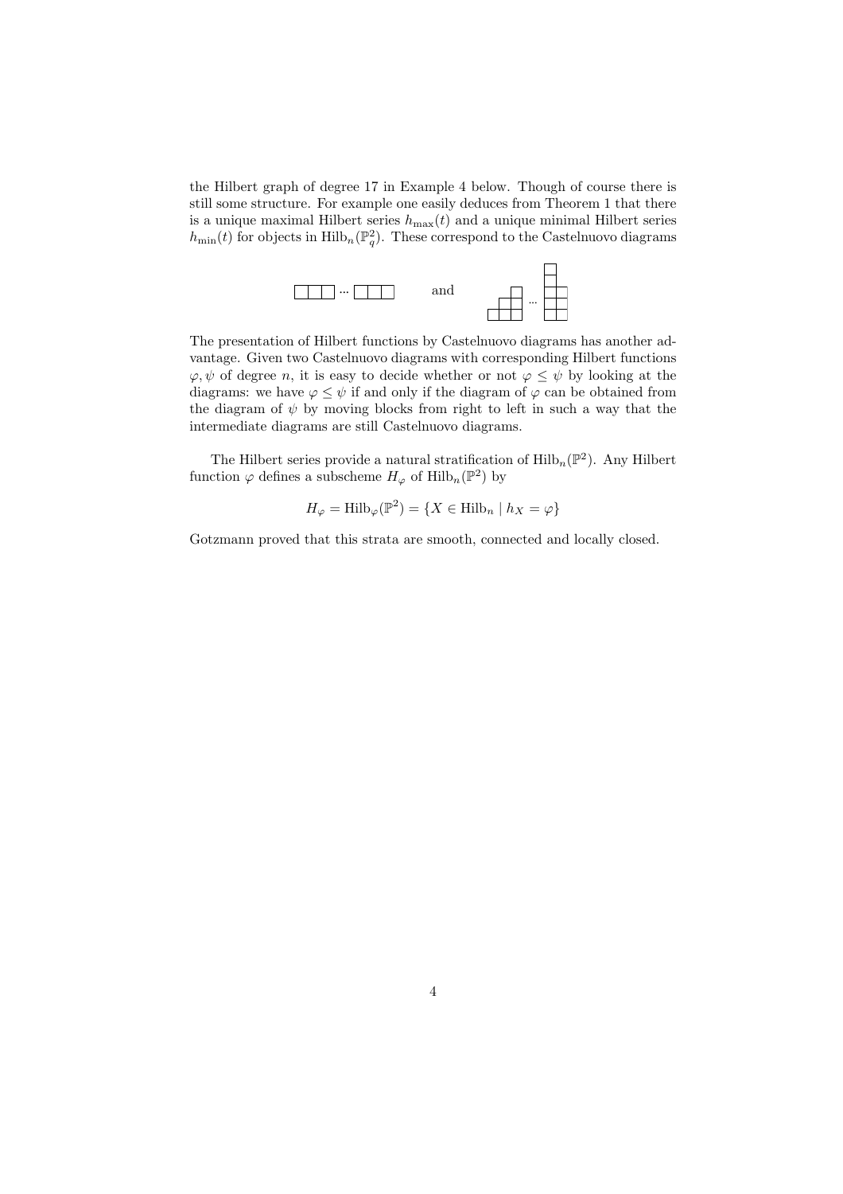the Hilbert graph of degree 17 in Example 4 below. Though of course there is still some structure. For example one easily deduces from Theorem 1 that there is a unique maximal Hilbert series $h_{\max}(t)$ and a unique minimal Hilbert series $h_{\min}(t)$ for objects in $\mathrm{Hilb}_n(\mathbb{P}^2_q)$. These correspond to the Castelnuovo diagrams

and

The presentation of Hilbert functions by Castelnuovo diagrams has another advantage. Given two Castelnuovo diagrams with corresponding Hilbert functions $\varphi, \psi$ of degree $n$, it is easy to decide whether or not $\varphi \leq \psi$ by looking at the diagrams: we have $\varphi \leq \psi$ if and only if the diagram of $\varphi$ can be obtained from the diagram of $\psi$ by moving blocks from right to left in such a way that the intermediate diagrams are still Castelnuovo diagrams.

The Hilbert series provide a natural stratification of $\mathrm{Hilb}_n(\mathbb{P}^2)$. Any Hilbert function $\varphi$ defines a subscheme $H_\varphi$ of $\mathrm{Hilb}_n(\mathbb{P}^2)$ by

$$H_\varphi = \mathrm{Hilb}_\varphi(\mathbb{P}^2) = \{X \in \mathrm{Hilb}_n \mid h_X = \varphi\}$$

Gotzmann proved that this strata are smooth, connected and locally closed.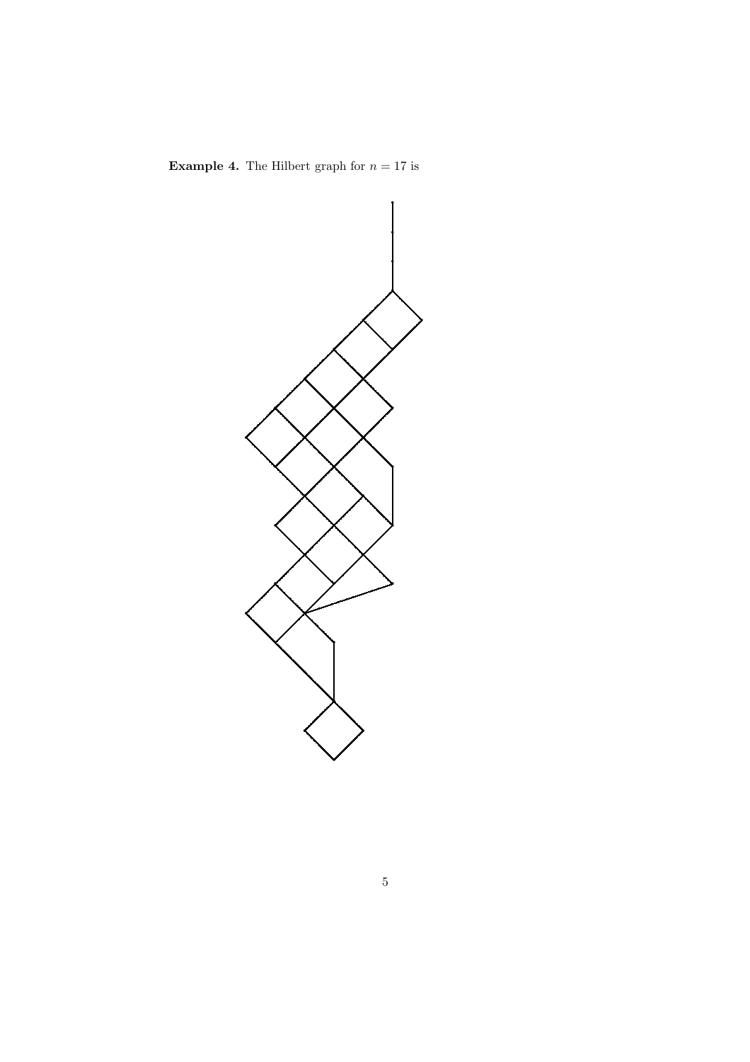**Example 4.** The Hilbert graph for $n = 17$ is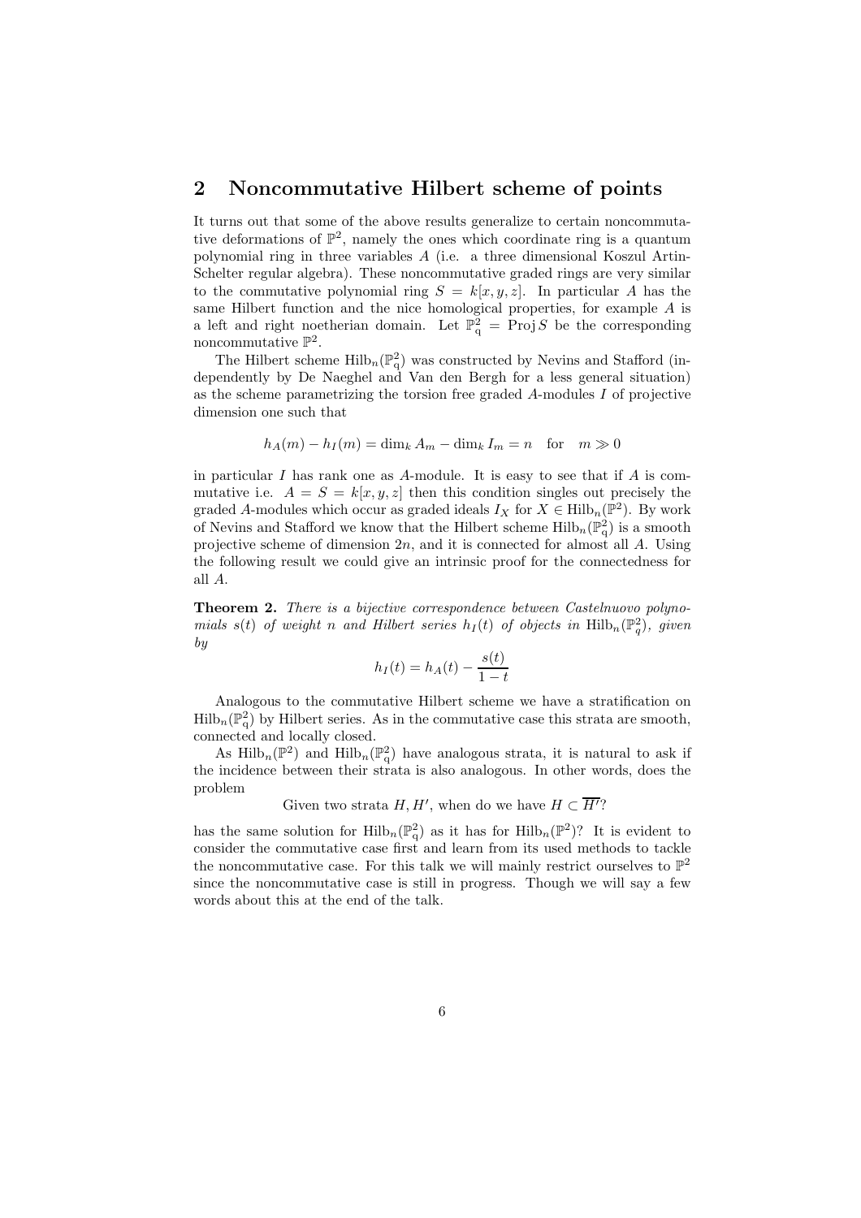## 2 Noncommutative Hilbert scheme of points

It turns out that some of the above results generalize to certain noncommutative deformations of $\mathbb{P}^2$, namely the ones which coordinate ring is a quantum polynomial ring in three variables $A$ (i.e. a three dimensional Koszul Artin-Schelter regular algebra). These noncommutative graded rings are very similar to the commutative polynomial ring $S = k[x, y, z]$. In particular $A$ has the same Hilbert function and the nice homological properties, for example $A$ is a left and right noetherian domain. Let $\mathbb{P}^2_q = \operatorname{Proj} S$ be the corresponding noncommutative $\mathbb{P}^2$.

The Hilbert scheme $\operatorname{Hilb}_n(\mathbb{P}^2_q)$ was constructed by Nevins and Stafford (independently by De Naeghel and Van den Bergh for a less general situation) as the scheme parametrizing the torsion free graded $A$-modules $I$ of projective dimension one such that

$$h_A(m) - h_I(m) = \dim_k A_m - \dim_k I_m = n \quad \text{for} \quad m \gg 0$$

in particular $I$ has rank one as $A$-module. It is easy to see that if $A$ is commutative i.e. $A = S = k[x, y, z]$ then this condition singles out precisely the graded $A$-modules which occur as graded ideals $I_X$ for $X \in \operatorname{Hilb}_n(\mathbb{P}^2)$. By work of Nevins and Stafford we know that the Hilbert scheme $\operatorname{Hilb}_n(\mathbb{P}^2_q)$ is a smooth projective scheme of dimension $2n$, and it is connected for almost all $A$. Using the following result we could give an intrinsic proof for the connectedness for all $A$.

**Theorem 2.** *There is a bijective correspondence between Castelnuovo polynomials $s(t)$ of weight $n$ and Hilbert series $h_I(t)$ of objects in $\operatorname{Hilb}_n(\mathbb{P}^2_q)$, given by*

$$h_I(t) = h_A(t) - \frac{s(t)}{1-t}$$

Analogous to the commutative Hilbert scheme we have a stratification on $\operatorname{Hilb}_n(\mathbb{P}^2_q)$ by Hilbert series. As in the commutative case this strata are smooth, connected and locally closed.

As $\operatorname{Hilb}_n(\mathbb{P}^2)$ and $\operatorname{Hilb}_n(\mathbb{P}^2_q)$ have analogous strata, it is natural to ask if the incidence between their strata is also analogous. In other words, does the problem

Given two strata $H, H'$, when do we have $H \subset \overline{H'}$?

has the same solution for $\operatorname{Hilb}_n(\mathbb{P}^2_q)$ as it has for $\operatorname{Hilb}_n(\mathbb{P}^2)$? It is evident to consider the commutative case first and learn from its used methods to tackle the noncommutative case. For this talk we will mainly restrict ourselves to $\mathbb{P}^2$ since the noncommutative case is still in progress. Though we will say a few words about this at the end of the talk.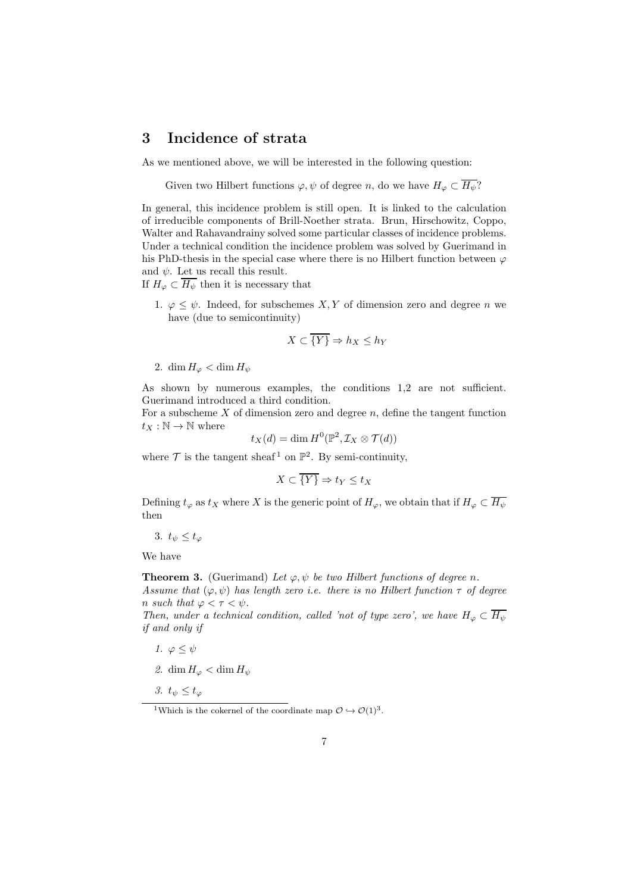## 3 Incidence of strata

As we mentioned above, we will be interested in the following question:

> Given two Hilbert functions $\varphi, \psi$ of degree $n$, do we have $H_\varphi \subset \overline{H_\psi}$?

In general, this incidence problem is still open. It is linked to the calculation of irreducible components of Brill-Noether strata. Brun, Hirschowitz, Coppo, Walter and Rahavandrainy solved some particular classes of incidence problems. Under a technical condition the incidence problem was solved by Guerimand in his PhD-thesis in the special case where there is no Hilbert function between $\varphi$ and $\psi$. Let us recall this result.

If $H_\varphi \subset \overline{H_\psi}$ then it is necessary that

1. $\varphi \leq \psi$. Indeed, for subschemes $X, Y$ of dimension zero and degree $n$ we have (due to semicontinuity)
$$X \subset \overline{\{Y\}} \Rightarrow h_X \leq h_Y$$
2. $\dim H_\varphi < \dim H_\psi$

As shown by numerous examples, the conditions 1,2 are not sufficient. Guerimand introduced a third condition.

For a subscheme $X$ of dimension zero and degree $n$, define the tangent function $t_X : \mathbb{N} \to \mathbb{N}$ where
$$t_X(d) = \dim H^0(\mathbb{P}^2, \mathcal{I}_X \otimes \mathcal{T}(d))$$
where $\mathcal{T}$ is the tangent sheaf[1] on $\mathbb{P}^2$. By semi-continuity,
$$X \subset \overline{\{Y\}} \Rightarrow t_Y \leq t_X$$
Defining $t_\varphi$ as $t_X$ where $X$ is the generic point of $H_\varphi$, we obtain that if $H_\varphi \subset \overline{H_\psi}$ then

3. $t_\psi \leq t_\varphi$

We have

**Theorem 3.** (Guerimand) *Let $\varphi, \psi$ be two Hilbert functions of degree $n$. Assume that $(\varphi, \psi)$ has length zero i.e. there is no Hilbert function $\tau$ of degree $n$ such that $\varphi < \tau < \psi$.*
*Then, under a technical condition, called 'not of type zero', we have $H_\varphi \subset \overline{H_\psi}$ if and only if*

1. *$\varphi \leq \psi$*
2. *$\dim H_\varphi < \dim H_\psi$*
3. *$t_\psi \leq t_\varphi$*

[1] Which is the cokernel of the coordinate map $\mathcal{O} \hookrightarrow \mathcal{O}(1)^3$.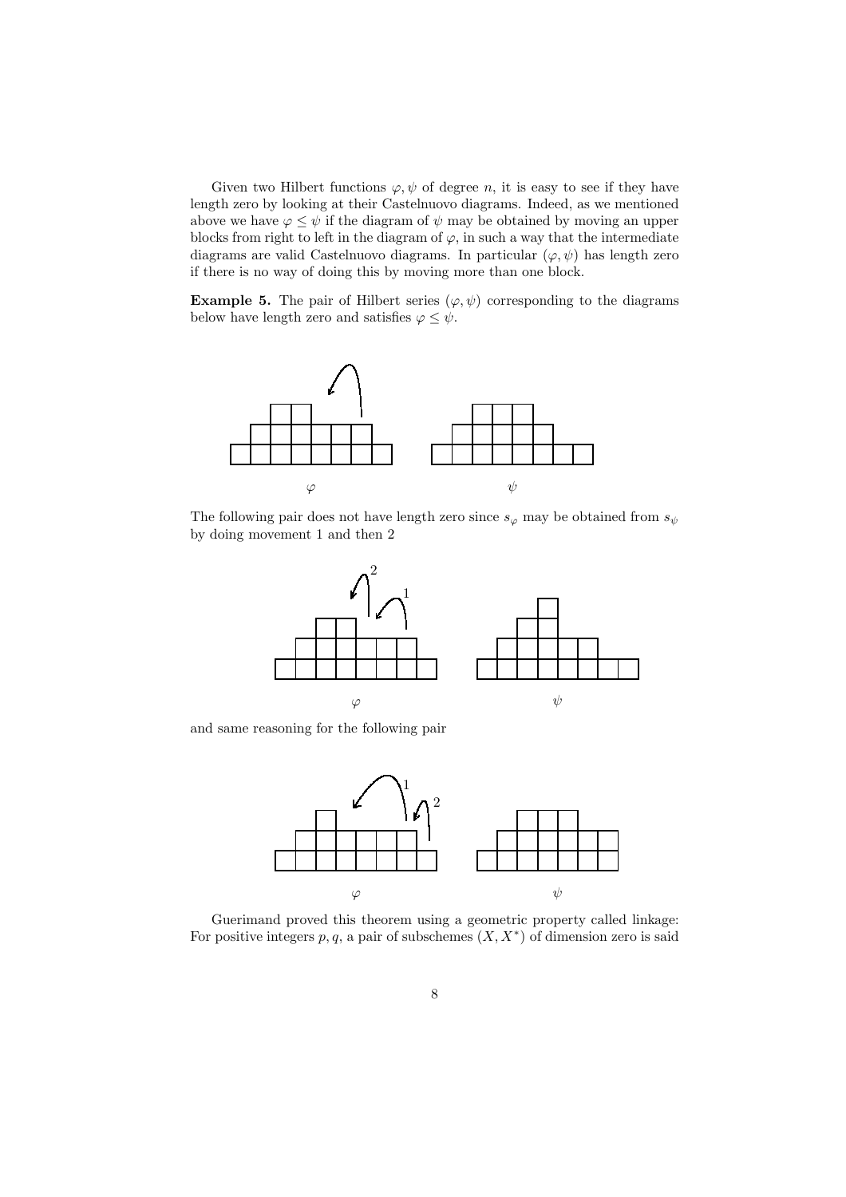Given two Hilbert functions $\varphi, \psi$ of degree $n$, it is easy to see if they have length zero by looking at their Castelnuovo diagrams. Indeed, as we mentioned above we have $\varphi \leq \psi$ if the diagram of $\psi$ may be obtained by moving an upper blocks from right to left in the diagram of $\varphi$, in such a way that the intermediate diagrams are valid Castelnuovo diagrams. In particular $(\varphi, \psi)$ has length zero if there is no way of doing this by moving more than one block.

**Example 5.** The pair of Hilbert series $(\varphi, \psi)$ corresponding to the diagrams below have length zero and satisfies $\varphi \leq \psi$.

$\varphi$ $\psi$

The following pair does not have length zero since $s_\varphi$ may be obtained from $s_\psi$ by doing movement 1 and then 2

$\varphi$ $\psi$

and same reasoning for the following pair

$\varphi$ $\psi$

Guerimand proved this theorem using a geometric property called linkage: For positive integers $p, q$, a pair of subschemes $(X, X^*)$ of dimension zero is said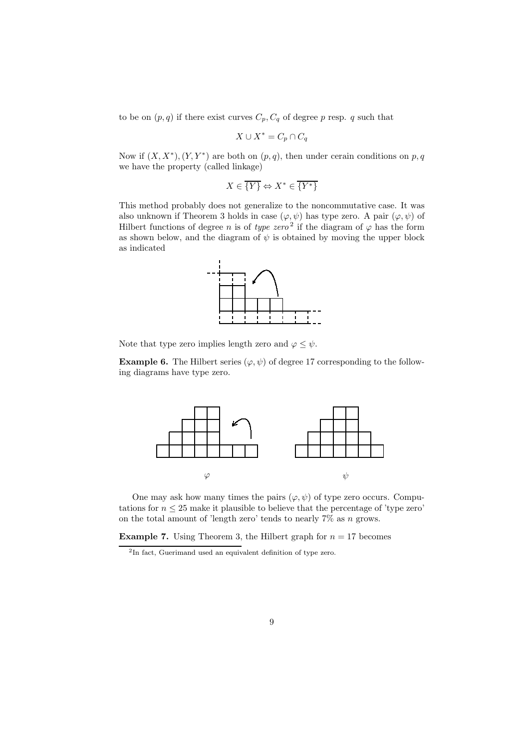to be on $(p,q)$ if there exist curves $C_p, C_q$ of degree $p$ resp. $q$ such that

$$X \cup X^* = C_p \cap C_q$$

Now if $(X, X^*), (Y, Y^*)$ are both on $(p,q)$, then under cerain conditions on $p, q$ we have the property (called linkage)

$$X \in \overline{\{Y\}} \Leftrightarrow X^* \in \overline{\{Y^*\}}$$

This method probably does not generalize to the noncommutative case. It was also unknown if Theorem 3 holds in case $(\varphi, \psi)$ has type zero. A pair $(\varphi, \psi)$ of Hilbert functions of degree $n$ is of *type zero*[2] if the diagram of $\varphi$ has the form as shown below, and the diagram of $\psi$ is obtained by moving the upper block as indicated

Note that type zero implies length zero and $\varphi \leq \psi$.

**Example 6.** The Hilbert series $(\varphi, \psi)$ of degree 17 corresponding to the following diagrams have type zero.

$\varphi$ $\psi$

One may ask how many times the pairs $(\varphi, \psi)$ of type zero occurs. Computations for $n \leq 25$ make it plausible to believe that the percentage of 'type zero' on the total amount of 'length zero' tends to nearly 7% as $n$ grows.

**Example 7.** Using Theorem 3, the Hilbert graph for $n = 17$ becomes

[2] In fact, Guerimand used an equivalent definition of type zero.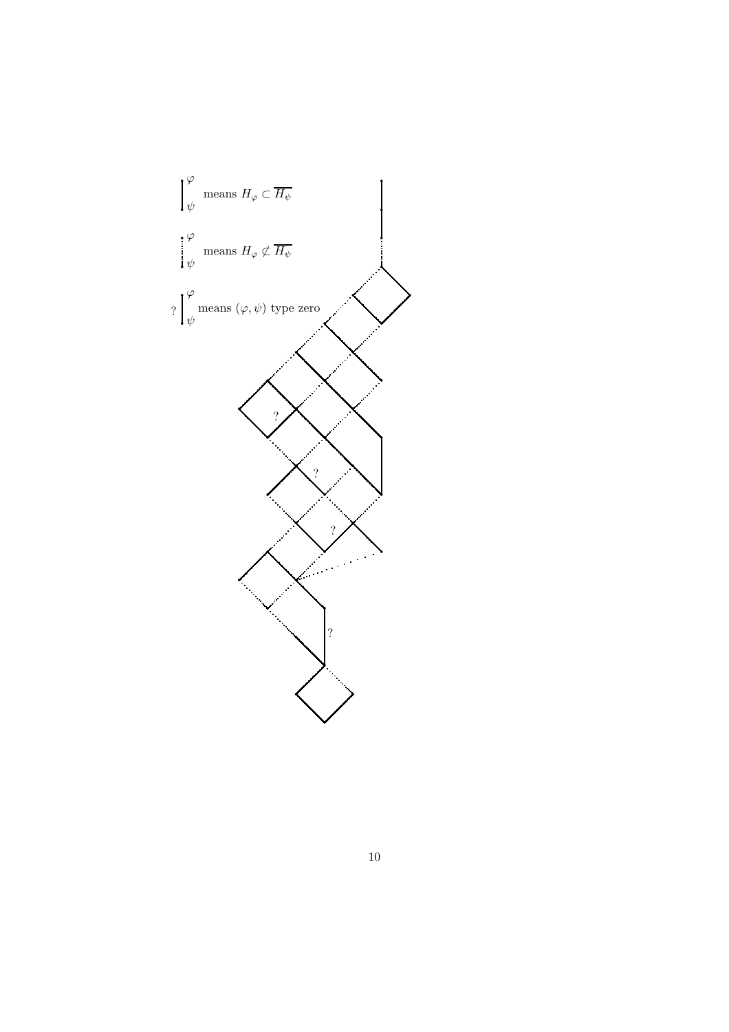means $H_\varphi \subset \overline{H_\psi}$

means $H_\varphi \not\subset \overline{H_\psi}$

means $(\varphi, \psi)$ type zero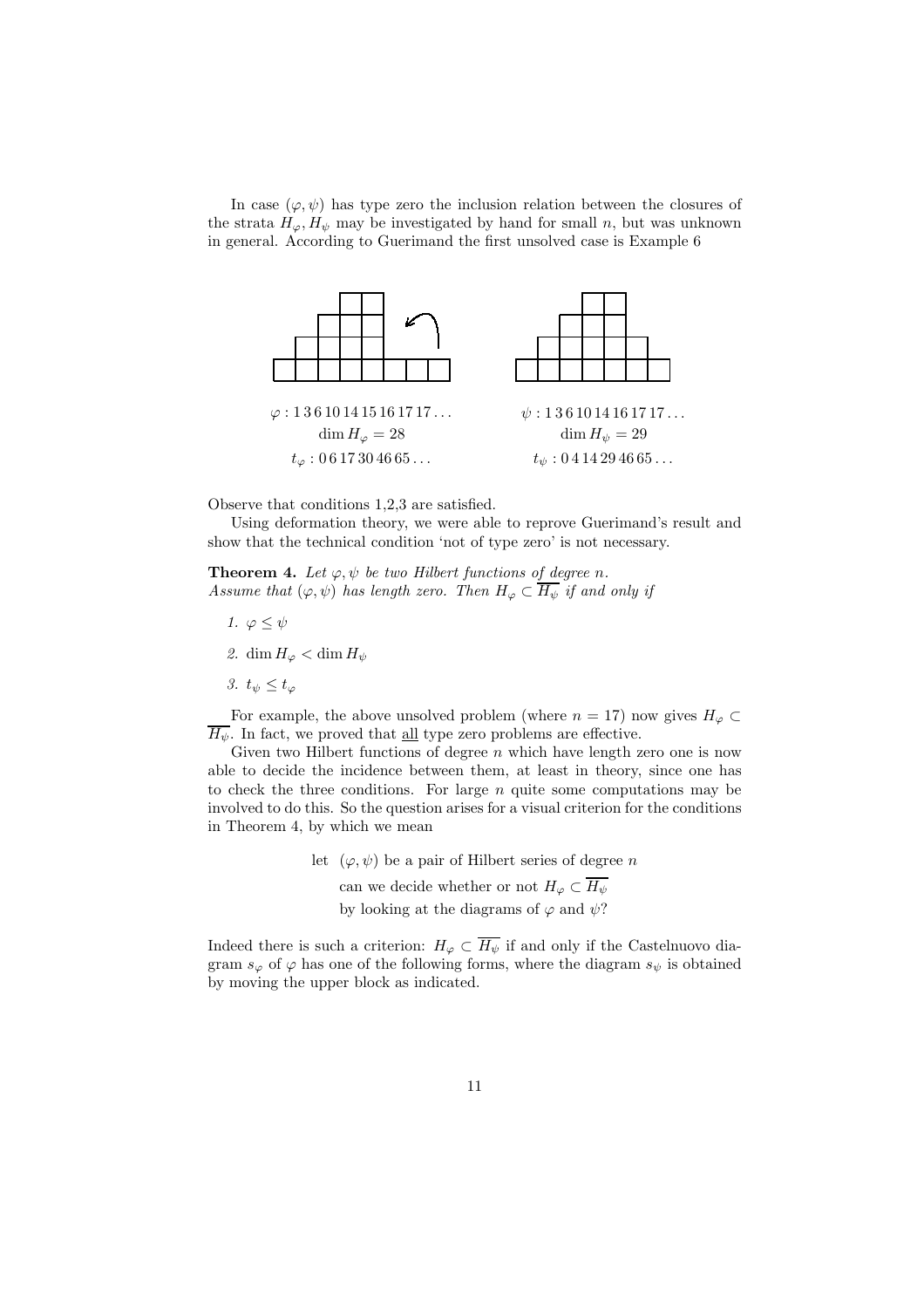In case $(\varphi, \psi)$ has type zero the inclusion relation between the closures of the strata $H_\varphi, H_\psi$ may be investigated by hand for small $n$, but was unknown in general. According to Guerimand the first unsolved case is Example 6

$\varphi : 1\,3\,6\,10\,14\,15\,16\,17\,17\ldots$ $\qquad$ $\psi : 1\,3\,6\,10\,14\,16\,17\,17\ldots$

$\dim H_\varphi = 28$ $\qquad$ $\dim H_\psi = 29$

$t_\varphi : 0\,6\,17\,30\,46\,65\ldots$ $\qquad$ $t_\psi : 0\,4\,14\,29\,46\,65\ldots$

Observe that conditions 1,2,3 are satisfied.

Using deformation theory, we were able to reprove Guerimand's result and show that the technical condition 'not of type zero' is not necessary.

**Theorem 4.** *Let $\varphi, \psi$ be two Hilbert functions of degree $n$. Assume that $(\varphi, \psi)$ has length zero. Then $H_\varphi \subset \overline{H_\psi}$ if and only if*

1. $\varphi \leq \psi$
2. $\dim H_\varphi < \dim H_\psi$
3. $t_\psi \leq t_\varphi$

For example, the above unsolved problem (where $n = 17$) now gives $H_\varphi \subset \overline{H_\psi}$. In fact, we proved that <u>all</u> type zero problems are effective.

Given two Hilbert functions of degree $n$ which have length zero one is now able to decide the incidence between them, at least in theory, since one has to check the three conditions. For large $n$ quite some computations may be involved to do this. So the question arises for a visual criterion for the conditions in Theorem 4, by which we mean

> let $(\varphi, \psi)$ be a pair of Hilbert series of degree $n$
> can we decide whether or not $H_\varphi \subset \overline{H_\psi}$
> by looking at the diagrams of $\varphi$ and $\psi$?

Indeed there is such a criterion: $H_\varphi \subset \overline{H_\psi}$ if and only if the Castelnuovo diagram $s_\varphi$ of $\varphi$ has one of the following forms, where the diagram $s_\psi$ is obtained by moving the upper block as indicated.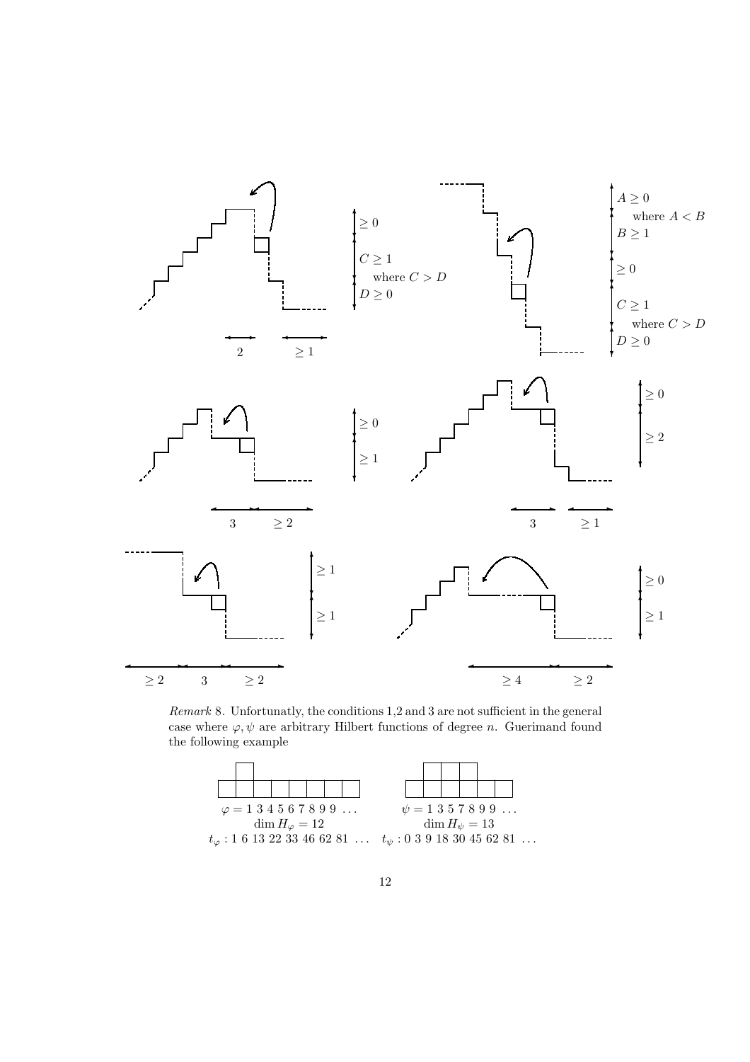*Remark* 8. Unfortunatly, the conditions 1,2 and 3 are not sufficient in the general case where $\varphi, \psi$ are arbitrary Hilbert functions of degree $n$. Guerimand found the following example

$\varphi = 1\ 3\ 4\ 5\ 6\ 7\ 8\ 9\ 9\ \ldots$ $\qquad$ $\psi = 1\ 3\ 5\ 7\ 8\ 9\ 9\ \ldots$

$\dim H_\varphi = 12$ $\qquad$ $\dim H_\psi = 13$

$t_\varphi : 1\ 6\ 13\ 22\ 33\ 46\ 62\ 81\ \ldots$ $\qquad$ $t_\psi : 0\ 3\ 9\ 18\ 30\ 45\ 62\ 81\ \ldots$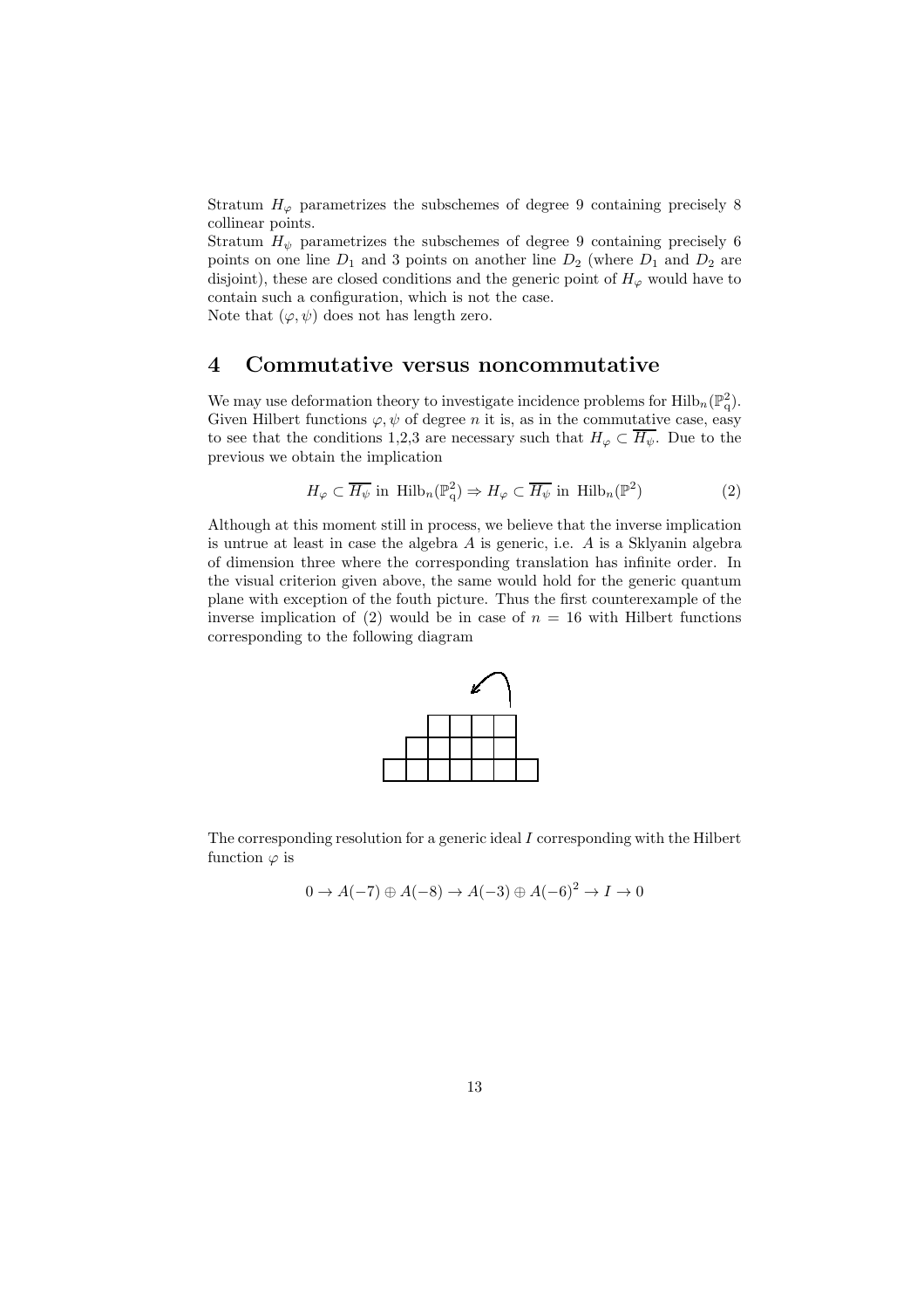Stratum $H_\varphi$ parametrizes the subschemes of degree 9 containing precisely 8 collinear points.
Stratum $H_\psi$ parametrizes the subschemes of degree 9 containing precisely 6 points on one line $D_1$ and 3 points on another line $D_2$ (where $D_1$ and $D_2$ are disjoint), these are closed conditions and the generic point of $H_\varphi$ would have to contain such a configuration, which is not the case.
Note that $(\varphi, \psi)$ does not has length zero.

## 4 Commutative versus noncommutative

We may use deformation theory to investigate incidence problems for $\mathrm{Hilb}_n(\mathbb{P}^2_q)$. Given Hilbert functions $\varphi, \psi$ of degree $n$ it is, as in the commutative case, easy to see that the conditions 1,2,3 are necessary such that $H_\varphi \subset \overline{H_\psi}$. Due to the previous we obtain the implication

$$H_\varphi \subset \overline{H_\psi} \text{ in } \mathrm{Hilb}_n(\mathbb{P}^2_q) \Rightarrow H_\varphi \subset \overline{H_\psi} \text{ in } \mathrm{Hilb}_n(\mathbb{P}^2) \tag{2}$$

Although at this moment still in process, we believe that the inverse implication is untrue at least in case the algebra $A$ is generic, i.e. $A$ is a Sklyanin algebra of dimension three where the corresponding translation has infinite order. In the visual criterion given above, the same would hold for the generic quantum plane with exception of the fouth picture. Thus the first counterexample of the inverse implication of (2) would be in case of $n = 16$ with Hilbert functions corresponding to the following diagram

The corresponding resolution for a generic ideal $I$ corresponding with the Hilbert function $\varphi$ is

$$0 \to A(-7) \oplus A(-8) \to A(-3) \oplus A(-6)^2 \to I \to 0$$